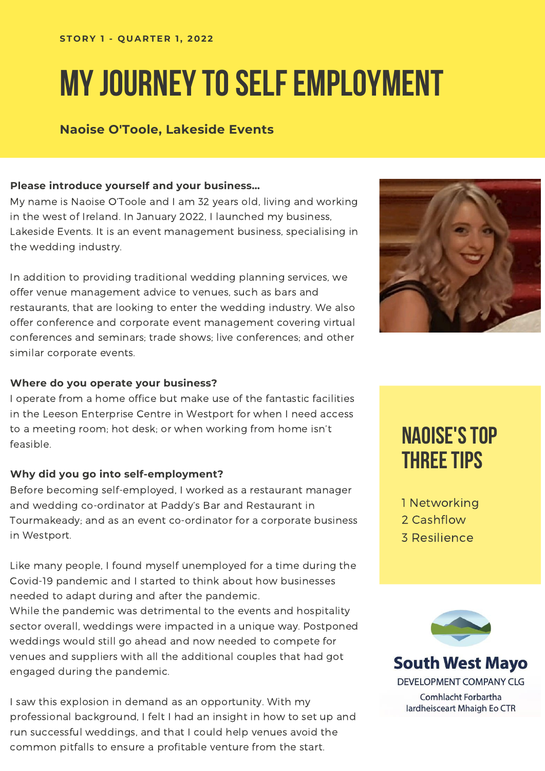STORY 1 - QUARTER 1, 2022

# MY JOURNEY TO SELF EMPLOYMENT

**Naoise O'Toole, Lakeside Events**

**Please introduce yourself and your business...**
My name is Naoise O'Toole and I am 32 years old, living and working in the west of Ireland. In January 2022, I launched my business, Lakeside Events. It is an event management business, specialising in the wedding industry.

In addition to providing traditional wedding planning services, we offer venue management advice to venues, such as bars and restaurants, that are looking to enter the wedding industry. We also offer conference and corporate event management covering virtual conferences and seminars; trade shows; live conferences; and other similar corporate events.

**Where do you operate your business?**
I operate from a home office but make use of the fantastic facilities in the Leeson Enterprise Centre in Westport for when I need access to a meeting room; hot desk; or when working from home isn't feasible.

**Why did you go into self-employment?**
Before becoming self-employed, I worked as a restaurant manager and wedding co-ordinator at Paddy's Bar and Restaurant in Tourmakeady; and as an event co-ordinator for a corporate business in Westport.

Like many people, I found myself unemployed for a time during the Covid-19 pandemic and I started to think about how businesses needed to adapt during and after the pandemic.
While the pandemic was detrimental to the events and hospitality sector overall, weddings were impacted in a unique way. Postponed weddings would still go ahead and now needed to compete for venues and suppliers with all the additional couples that had got engaged during the pandemic.

I saw this explosion in demand as an opportunity. With my professional background, I felt I had an insight in how to set up and run successful weddings, and that I could help venues avoid the common pitfalls to ensure a profitable venture from the start.

## NAOISE'S TOP THREE TIPS

1 Networking
2 Cashflow
3 Resilience

South West Mayo
DEVELOPMENT COMPANY CLG
Comhlacht Forbartha
Iardheisceart Mhaigh Eo CTR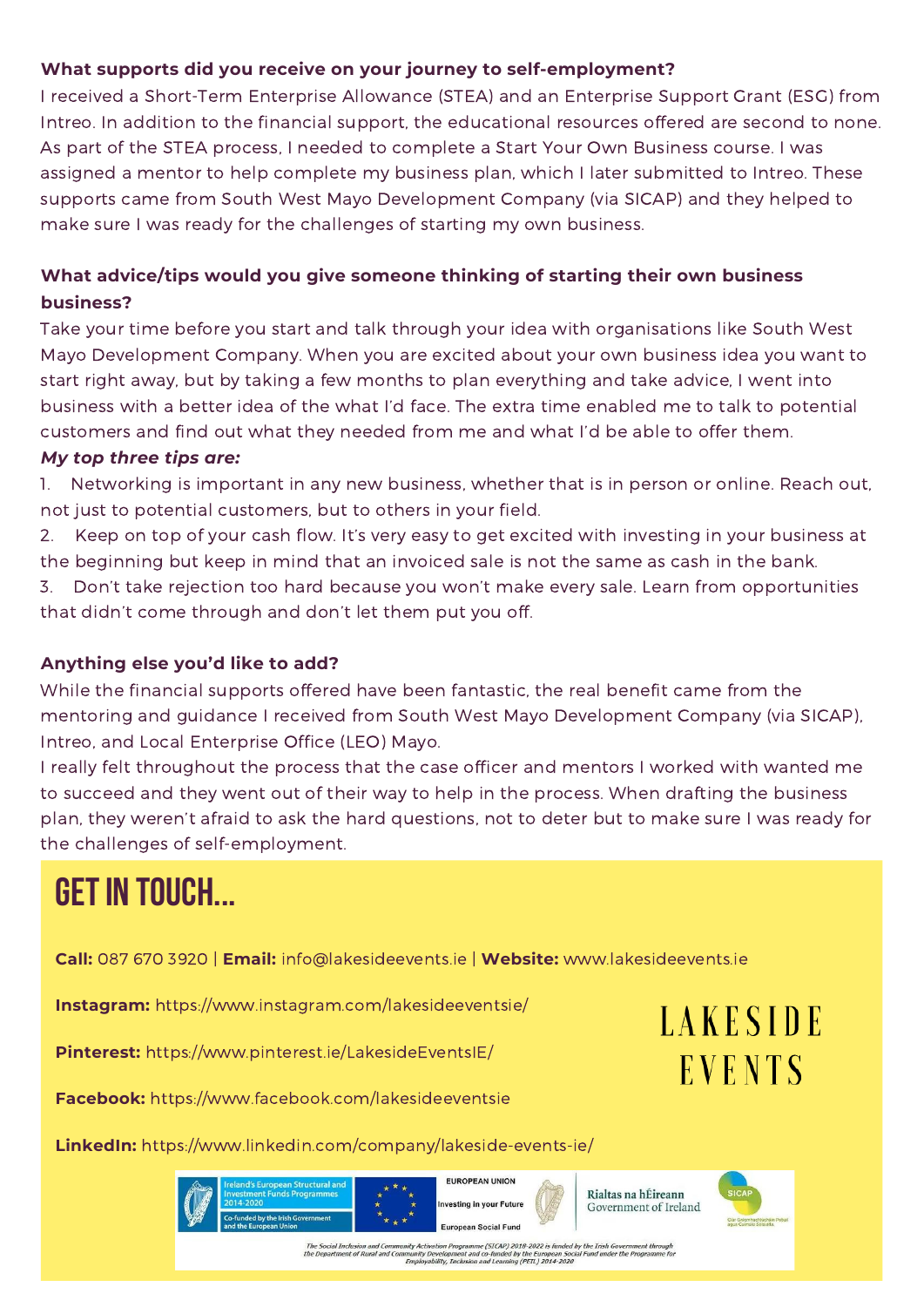**What supports did you receive on your journey to self-employment?**

I received a Short-Term Enterprise Allowance (STEA) and an Enterprise Support Grant (ESG) from Intreo. In addition to the financial support, the educational resources offered are second to none. As part of the STEA process, I needed to complete a Start Your Own Business course. I was assigned a mentor to help complete my business plan, which I later submitted to Intreo. These supports came from South West Mayo Development Company (via SICAP) and they helped to make sure I was ready for the challenges of starting my own business.

**What advice/tips would you give someone thinking of starting their own business business?**

Take your time before you start and talk through your idea with organisations like South West Mayo Development Company. When you are excited about your own business idea you want to start right away, but by taking a few months to plan everything and take advice, I went into business with a better idea of the what I'd face. The extra time enabled me to talk to potential customers and find out what they needed from me and what I'd be able to offer them.

***My top three tips are:***

1. Networking is important in any new business, whether that is in person or online. Reach out, not just to potential customers, but to others in your field.
2. Keep on top of your cash flow. It's very easy to get excited with investing in your business at the beginning but keep in mind that an invoiced sale is not the same as cash in the bank.
3. Don't take rejection too hard because you won't make every sale. Learn from opportunities that didn't come through and don't let them put you off.

**Anything else you'd like to add?**

While the financial supports offered have been fantastic, the real benefit came from the mentoring and guidance I received from South West Mayo Development Company (via SICAP), Intreo, and Local Enterprise Office (LEO) Mayo.

I really felt throughout the process that the case officer and mentors I worked with wanted me to succeed and they went out of their way to help in the process. When drafting the business plan, they weren't afraid to ask the hard questions, not to deter but to make sure I was ready for the challenges of self-employment.

# GET IN TOUCH...

**Call:** 087 670 3920 | **Email:** info@lakesideevents.ie | **Website:** www.lakesideevents.ie

**Instagram:** https://www.instagram.com/lakesideeventsie/

**Pinterest:** https://www.pinterest.ie/LakesideEventsIE/

**Facebook:** https://www.facebook.com/lakesideeventsie

**LinkedIn:** https://www.linkedin.com/company/lakeside-events-ie/

LAKESIDE EVENTS

Ireland's European Structural and Investment Funds Programmes 2014-2020

Co-funded by the Irish Government and the European Union

EUROPEAN UNION

Investing in your Future

European Social Fund

Rialtas na hÉireann
Government of Ireland

SICAP

The Social Inclusion and Community Activation Programme (SICAP) 2018-2022 is funded by the Irish Government through the Department of Rural and Community Development and co-funded by the European Social Fund under the Programme for Employability, Inclusion and Learning (PEIL) 2014-2020